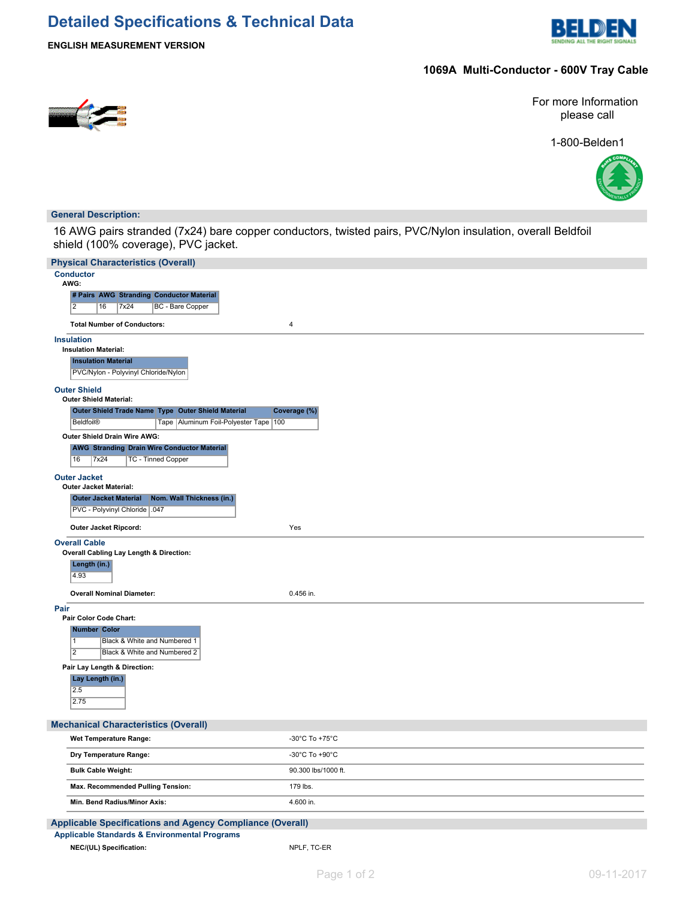# Detailed Specifications & Technical Data

**ENGLISH MEASUREMENT VERSION**

## 1069A Multi-Conductor - 600V Tray Cable

For more Information please call

1-800-Belden1

## General Description:

16 AWG pairs stranded (7x24) bare copper conductors, twisted pairs, PVC/Nylon insulation, overall Beldfoil shield (100% coverage), PVC jacket.

## Physical Characteristics (Overall)

### Conductor

**AWG:**

| # Pairs | AWG | Stranding | Conductor Material |
|---|---|---|---|
| 2 | 16 | 7x24 | BC - Bare Copper |

**Total Number of Conductors:** 4

### Insulation

**Insulation Material:**

| Insulation Material |
|---|
| PVC/Nylon - Polyvinyl Chloride/Nylon |

### Outer Shield

**Outer Shield Material:**

| Outer Shield Trade Name | Type | Outer Shield Material | Coverage (%) |
|---|---|---|---|
| Beldfoil® | Tape | Aluminum Foil-Polyester Tape | 100 |

**Outer Shield Drain Wire AWG:**

| AWG | Stranding | Drain Wire Conductor Material |
|---|---|---|
| 16 | 7x24 | TC - Tinned Copper |

### Outer Jacket

**Outer Jacket Material:**

| Outer Jacket Material | Nom. Wall Thickness (in.) |
|---|---|
| PVC - Polyvinyl Chloride | .047 |

**Outer Jacket Ripcord:** Yes

### Overall Cable

**Overall Cabling Lay Length & Direction:**

| Length (in.) |
|---|
| 4.93 |

**Overall Nominal Diameter:** 0.456 in.

### Pair

**Pair Color Code Chart:**

| Number | Color |
|---|---|
| 1 | Black & White and Numbered 1 |
| 2 | Black & White and Numbered 2 |

**Pair Lay Length & Direction:**

| Lay Length (in.) |
|---|
| 2.5 |
| 2.75 |

## Mechanical Characteristics (Overall)

| | |
|---|---|
| **Wet Temperature Range:** | -30°C To +75°C |
| **Dry Temperature Range:** | -30°C To +90°C |
| **Bulk Cable Weight:** | 90.300 lbs/1000 ft. |
| **Max. Recommended Pulling Tension:** | 179 lbs. |
| **Min. Bend Radius/Minor Axis:** | 4.600 in. |

## Applicable Specifications and Agency Compliance (Overall)

### Applicable Standards & Environmental Programs

**NEC/(UL) Specification:** NPLF, TC-ER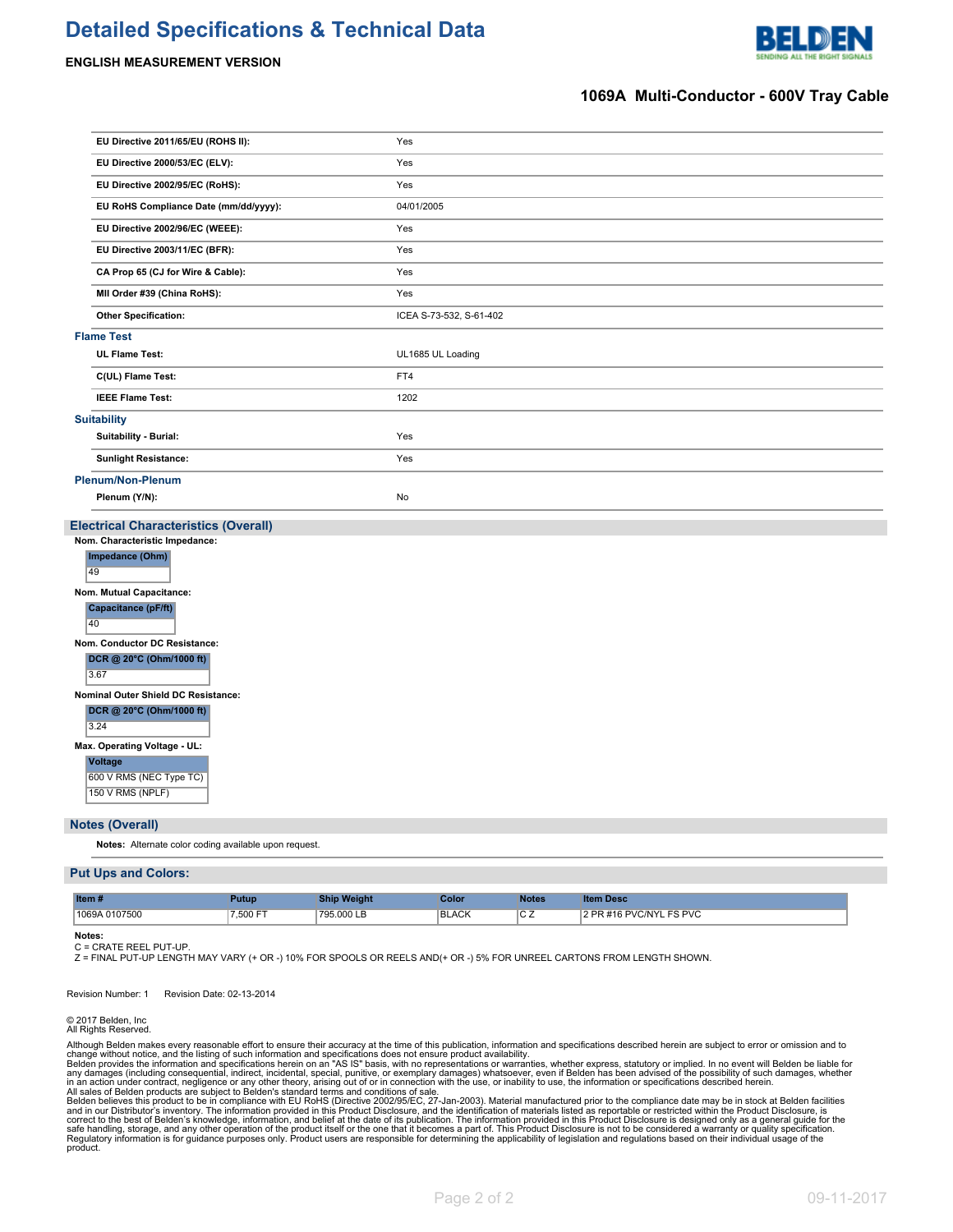# Detailed Specifications & Technical Data

**ENGLISH MEASUREMENT VERSION**

## 1069A Multi-Conductor - 600V Tray Cable

| | |
|---|---|
| **EU Directive 2011/65/EU (ROHS II):** | Yes |
| **EU Directive 2000/53/EC (ELV):** | Yes |
| **EU Directive 2002/95/EC (RoHS):** | Yes |
| **EU RoHS Compliance Date (mm/dd/yyyy):** | 04/01/2005 |
| **EU Directive 2002/96/EC (WEEE):** | Yes |
| **EU Directive 2003/11/EC (BFR):** | Yes |
| **CA Prop 65 (CJ for Wire & Cable):** | Yes |
| **MII Order #39 (China RoHS):** | Yes |
| **Other Specification:** | ICEA S-73-532, S-61-402 |

### Flame Test

| | |
|---|---|
| **UL Flame Test:** | UL1685 UL Loading |
| **C(UL) Flame Test:** | FT4 |
| **IEEE Flame Test:** | 1202 |

### Suitability

| | |
|---|---|
| **Suitability - Burial:** | Yes |
| **Sunlight Resistance:** | Yes |

### Plenum/Non-Plenum

| | |
|---|---|
| **Plenum (Y/N):** | No |

## Electrical Characteristics (Overall)

**Nom. Characteristic Impedance:**

| Impedance (Ohm) |
|---|
| 49 |

**Nom. Mutual Capacitance:**

| Capacitance (pF/ft) |
|---|
| 40 |

**Nom. Conductor DC Resistance:**

| DCR @ 20°C (Ohm/1000 ft) |
|---|
| 3.67 |

**Nominal Outer Shield DC Resistance:**

| DCR @ 20°C (Ohm/1000 ft) |
|---|
| 3.24 |

**Max. Operating Voltage - UL:**

| Voltage |
|---|
| 600 V RMS (NEC Type TC) |
| 150 V RMS (NPLF) |

## Notes (Overall)

**Notes:** Alternate color coding available upon request.

## Put Ups and Colors:

| Item # | Putup | Ship Weight | Color | Notes | Item Desc |
|---|---|---|---|---|---|
| 1069A 0107500 | 7,500 FT | 795.000 LB | BLACK | C Z | 2 PR #16 PVC/NYL FS PVC |

**Notes:**
C = CRATE REEL PUT-UP.
Z = FINAL PUT-UP LENGTH MAY VARY (+ OR -) 10% FOR SPOOLS OR REELS AND(+ OR -) 5% FOR UNREEL CARTONS FROM LENGTH SHOWN.

Revision Number: 1 Revision Date: 02-13-2014

© 2017 Belden, Inc
All Rights Reserved.

Although Belden makes every reasonable effort to ensure their accuracy at the time of this publication, information and specifications described herein are subject to error or omission and to change without notice, and the listing of such information and specifications does not ensure product availability.
Belden provides the information and specifications herein on an "AS IS" basis, with no representations or warranties, whether express, statutory or implied. In no event will Belden be liable for any damages (including consequential, indirect, incidental, special, punitive, or exemplary damages) whatsoever, even if Belden has been advised of the possibility of such damages, whether in an action under contract, negligence or any other theory, arising out of or in connection with the use, or inability to use, the information or specifications described herein.
All sales of Belden products are subject to Belden's standard terms and conditions of sale.
Belden believes this product to be in compliance with EU RoHS (Directive 2002/95/EC, 27-Jan-2003). Material manufactured prior to the compliance date may be in stock at Belden facilities and in our Distributor's inventory. The information provided in this Product Disclosure, and the identification of materials listed as reportable or restricted within the Product Disclosure, is correct to the best of Belden's knowledge, information, and belief at the date of its publication. The information provided in this Product Disclosure is designed only as a general guide for the safe handling, storage, and any other operation of the product itself or the one that it becomes a part of. This Product Disclosure is not to be considered a warranty or quality specification. Regulatory information is for guidance purposes only. Product users are responsible for determining the applicability of legislation and regulations based on their individual usage of the product.